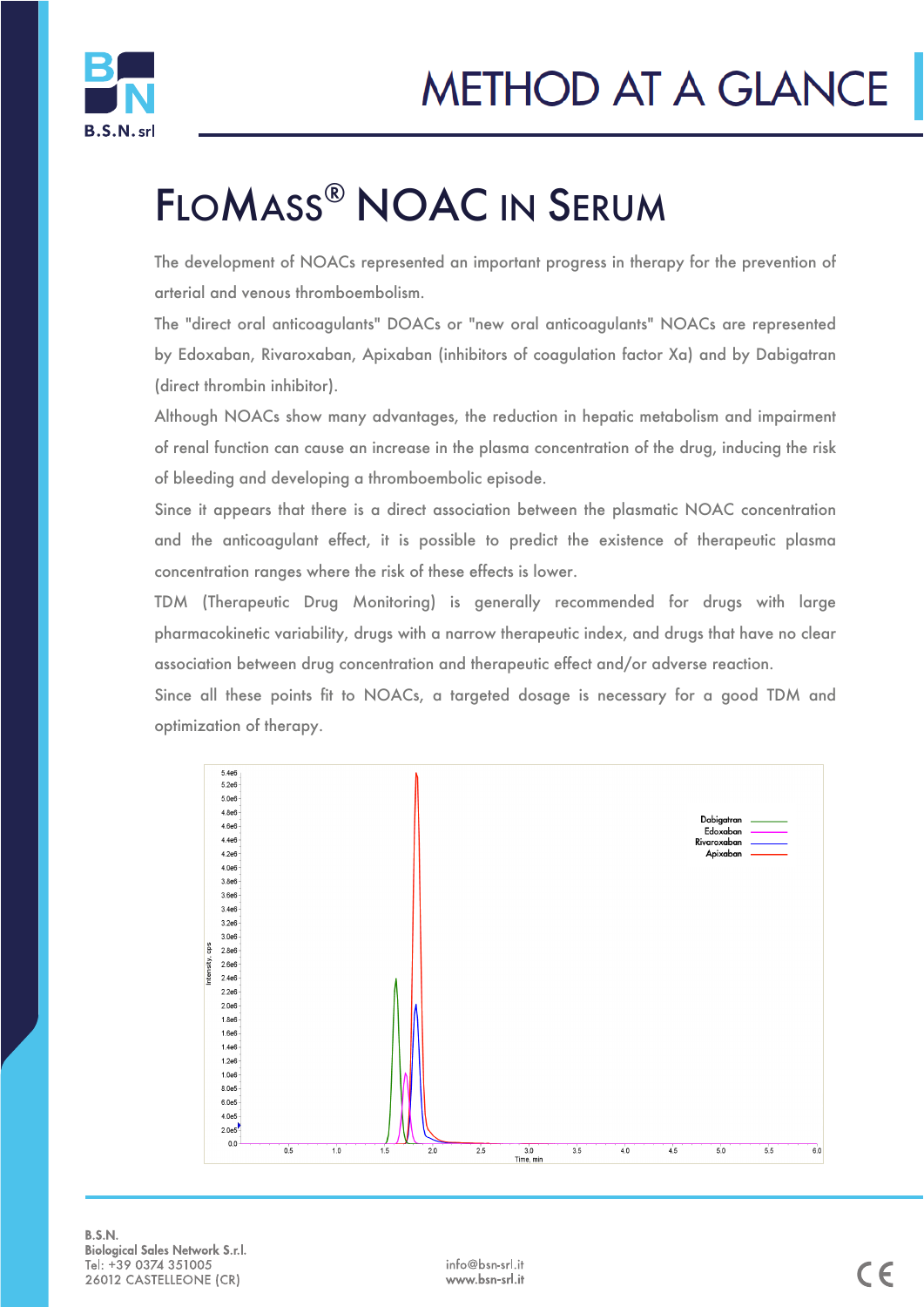# METHOD AT A GLANCE

## FloMass® NOAC in Serum

The development of NOACs represented an important progress in therapy for the prevention of arterial and venous thromboembolism.

The "direct oral anticoagulants" DOACs or "new oral anticoagulants" NOACs are represented by Edoxaban, Rivaroxaban, Apixaban (inhibitors of coagulation factor Xa) and by Dabigatran (direct thrombin inhibitor).

Although NOACs show many advantages, the reduction in hepatic metabolism and impairment of renal function can cause an increase in the plasma concentration of the drug, inducing the risk of bleeding and developing a thromboembolic episode.

Since it appears that there is a direct association between the plasmatic NOAC concentration and the anticoagulant effect, it is possible to predict the existence of therapeutic plasma concentration ranges where the risk of these effects is lower.

TDM (Therapeutic Drug Monitoring) is generally recommended for drugs with large pharmacokinetic variability, drugs with a narrow therapeutic index, and drugs that have no clear association between drug concentration and therapeutic effect and/or adverse reaction.

Since all these points fit to NOACs, a targeted dosage is necessary for a good TDM and optimization of therapy.

B.S.N.
Biological Sales Network S.r.l.
Tel: +39 0374 351005
26012 CASTELLEONE (CR)

info@bsn-srl.it
www.bsn-srl.it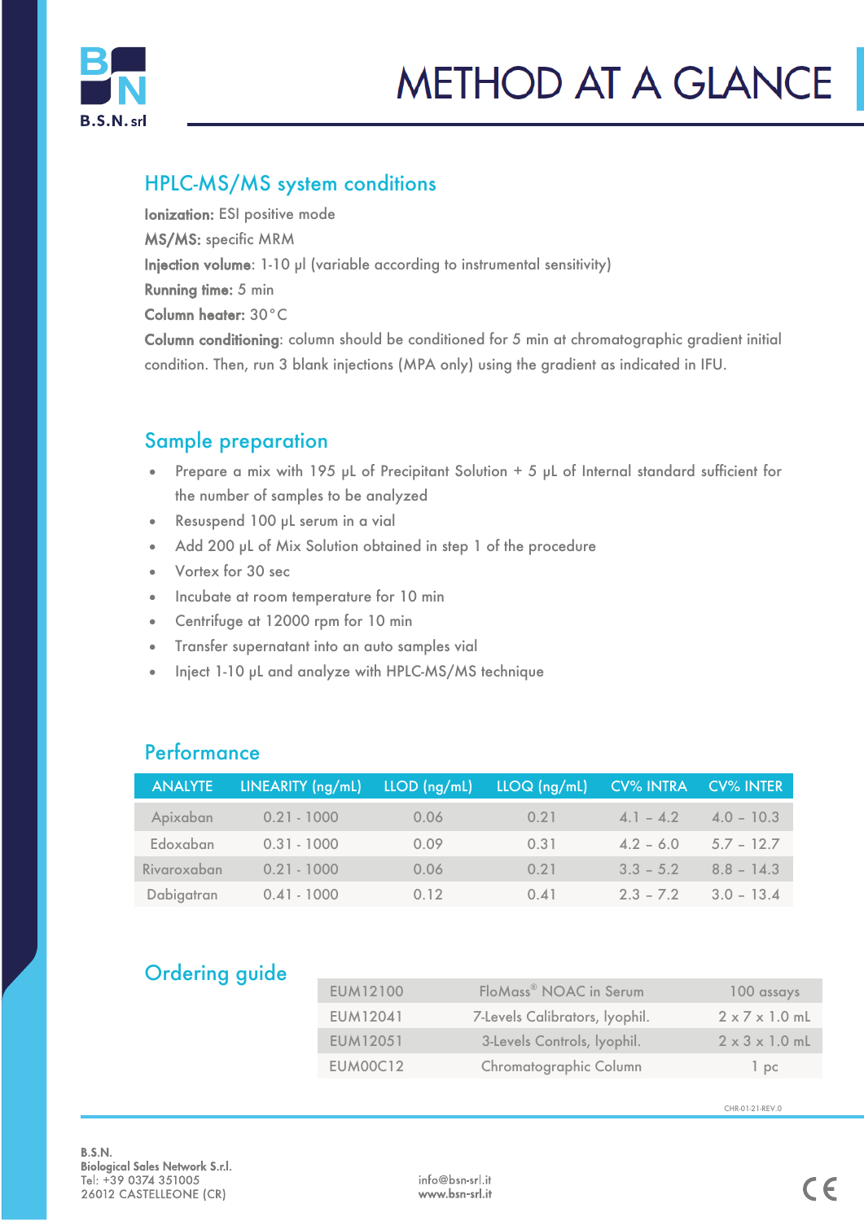# METHOD AT A GLANCE

## HPLC-MS/MS system conditions

**Ionization:** ESI positive mode

**MS/MS:** specific MRM

**Injection volume**: 1-10 µl (variable according to instrumental sensitivity)

**Running time:** 5 min

**Column heater:** 30°C

**Column conditioning**: column should be conditioned for 5 min at chromatographic gradient initial condition. Then, run 3 blank injections (MPA only) using the gradient as indicated in IFU.

## Sample preparation

- Prepare a mix with 195 µL of Precipitant Solution + 5 µL of Internal standard sufficient for the number of samples to be analyzed
- Resuspend 100 µL serum in a vial
- Add 200 µL of Mix Solution obtained in step 1 of the procedure
- Vortex for 30 sec
- Incubate at room temperature for 10 min
- Centrifuge at 12000 rpm for 10 min
- Transfer supernatant into an auto samples vial
- Inject 1-10 µL and analyze with HPLC-MS/MS technique

## Performance

| ANALYTE | LINEARITY (ng/mL) | LLOD (ng/mL) | LLOQ (ng/mL) | CV% INTRA | CV% INTER |
|---|---|---|---|---|---|
| Apixaban | 0.21 - 1000 | 0.06 | 0.21 | 4.1 – 4.2 | 4.0 – 10.3 |
| Edoxaban | 0.31 - 1000 | 0.09 | 0.31 | 4.2 – 6.0 | 5.7 – 12.7 |
| Rivaroxaban | 0.21 - 1000 | 0.06 | 0.21 | 3.3 – 5.2 | 8.8 – 14.3 |
| Dabigatran | 0.41 - 1000 | 0.12 | 0.41 | 2.3 – 7.2 | 3.0 – 13.4 |

## Ordering guide

| | | |
|---|---|---|
| EUM12100 | FloMass® NOAC in Serum | 100 assays |
| EUM12041 | 7-Levels Calibrators, lyophil. | 2 x 7 x 1.0 mL |
| EUM12051 | 3-Levels Controls, lyophil. | 2 x 3 x 1.0 mL |
| EUM00C12 | Chromatographic Column | 1 pc |

CHR-01-21-REV.0

B.S.N.
Biological Sales Network S.r.l.
Tel: +39 0374 351005
26012 CASTELLEONE (CR)

info@bsn-srl.it
www.bsn-srl.it